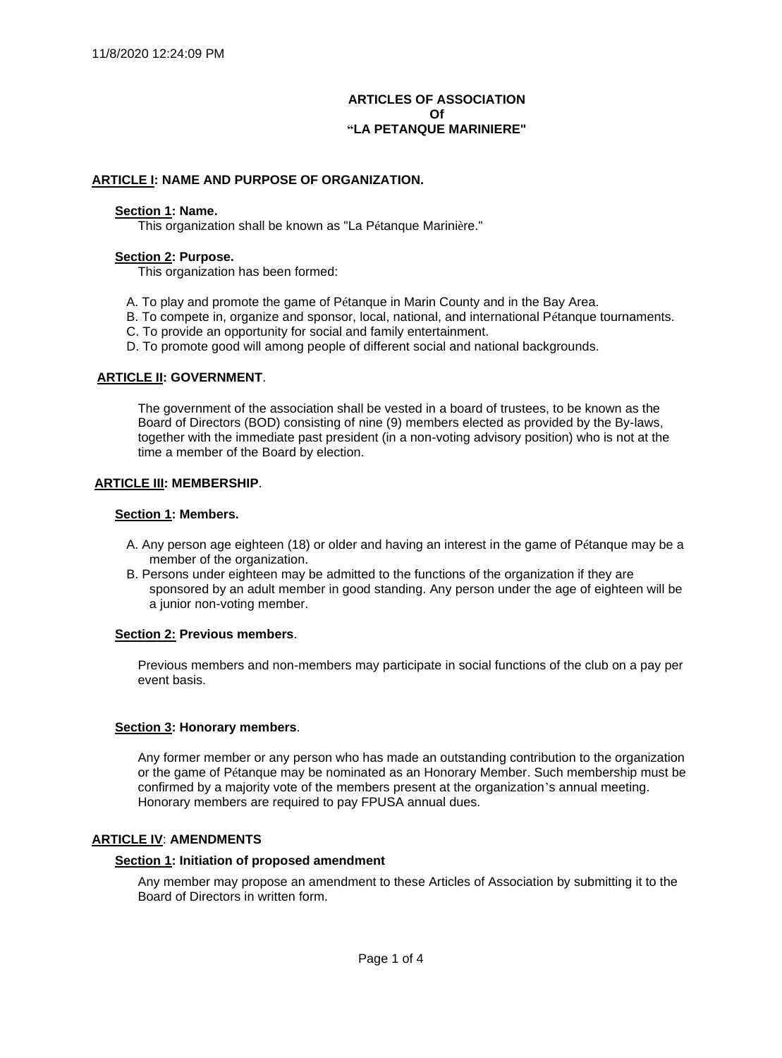11/8/2020 12:24:09 PM

# ARTICLES OF ASSOCIATION Of "LA PETANQUE MARINIERE"

## ARTICLE I: NAME AND PURPOSE OF ORGANIZATION.

### Section 1: Name.

This organization shall be known as "La Pétanque Marinière."

### Section 2: Purpose.

This organization has been formed:

A. To play and promote the game of Pétanque in Marin County and in the Bay Area.
B. To compete in, organize and sponsor, local, national, and international Pétanque tournaments.
C. To provide an opportunity for social and family entertainment.
D. To promote good will among people of different social and national backgrounds.

## ARTICLE II: GOVERNMENT.

The government of the association shall be vested in a board of trustees, to be known as the Board of Directors (BOD) consisting of nine (9) members elected as provided by the By-laws, together with the immediate past president (in a non-voting advisory position) who is not at the time a member of the Board by election.

## ARTICLE III: MEMBERSHIP.

### Section 1: Members.

A. Any person age eighteen (18) or older and having an interest in the game of Pétanque may be a member of the organization.
B. Persons under eighteen may be admitted to the functions of the organization if they are sponsored by an adult member in good standing. Any person under the age of eighteen will be a junior non-voting member.

### Section 2: Previous members.

Previous members and non-members may participate in social functions of the club on a pay per event basis.

### Section 3: Honorary members.

Any former member or any person who has made an outstanding contribution to the organization or the game of Pétanque may be nominated as an Honorary Member. Such membership must be confirmed by a majority vote of the members present at the organization's annual meeting. Honorary members are required to pay FPUSA annual dues.

## ARTICLE IV: AMENDMENTS

### Section 1: Initiation of proposed amendment

Any member may propose an amendment to these Articles of Association by submitting it to the Board of Directors in written form.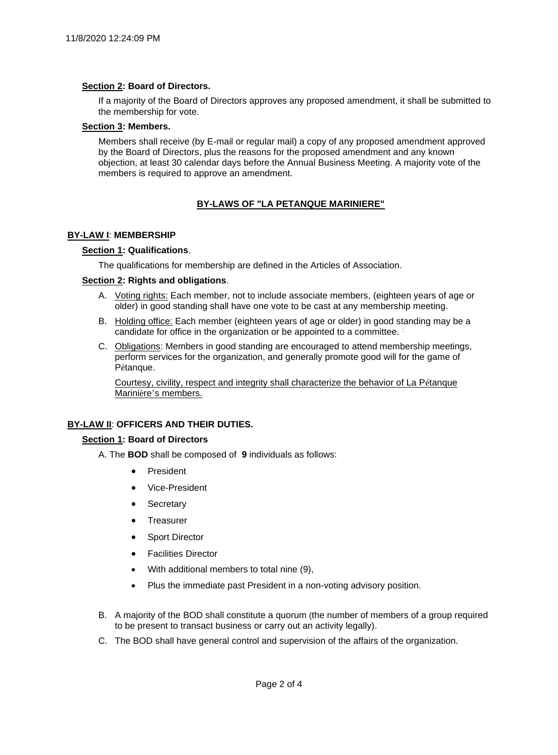**Section 2: Board of Directors.**

If a majority of the Board of Directors approves any proposed amendment, it shall be submitted to the membership for vote.

**Section 3: Members.**

Members shall receive (by E-mail or regular mail) a copy of any proposed amendment approved by the Board of Directors, plus the reasons for the proposed amendment and any known objection, at least 30 calendar days before the Annual Business Meeting. A majority vote of the members is required to approve an amendment.

## BY-LAWS OF "LA PETANQUE MARINIERE"

### BY-LAW I: MEMBERSHIP

**Section 1: Qualifications**.

The qualifications for membership are defined in the Articles of Association.

**Section 2: Rights and obligations**.

A. Voting rights: Each member, not to include associate members, (eighteen years of age or older) in good standing shall have one vote to be cast at any membership meeting.

B. Holding office: Each member (eighteen years of age or older) in good standing may be a candidate for office in the organization or be appointed to a committee.

C. Obligations: Members in good standing are encouraged to attend membership meetings, perform services for the organization, and generally promote good will for the game of Pétanque.

Courtesy, civility, respect and integrity shall characterize the behavior of La Pétanque Marinière's members.

### BY-LAW II: OFFICERS AND THEIR DUTIES.

**Section 1: Board of Directors**

A. The **BOD** shall be composed of **9** individuals as follows:

- President
- Vice-President
- Secretary
- Treasurer
- Sport Director
- Facilities Director
- With additional members to total nine (9),
- Plus the immediate past President in a non-voting advisory position.

B. A majority of the BOD shall constitute a quorum (the number of members of a group required to be present to transact business or carry out an activity legally).

C. The BOD shall have general control and supervision of the affairs of the organization.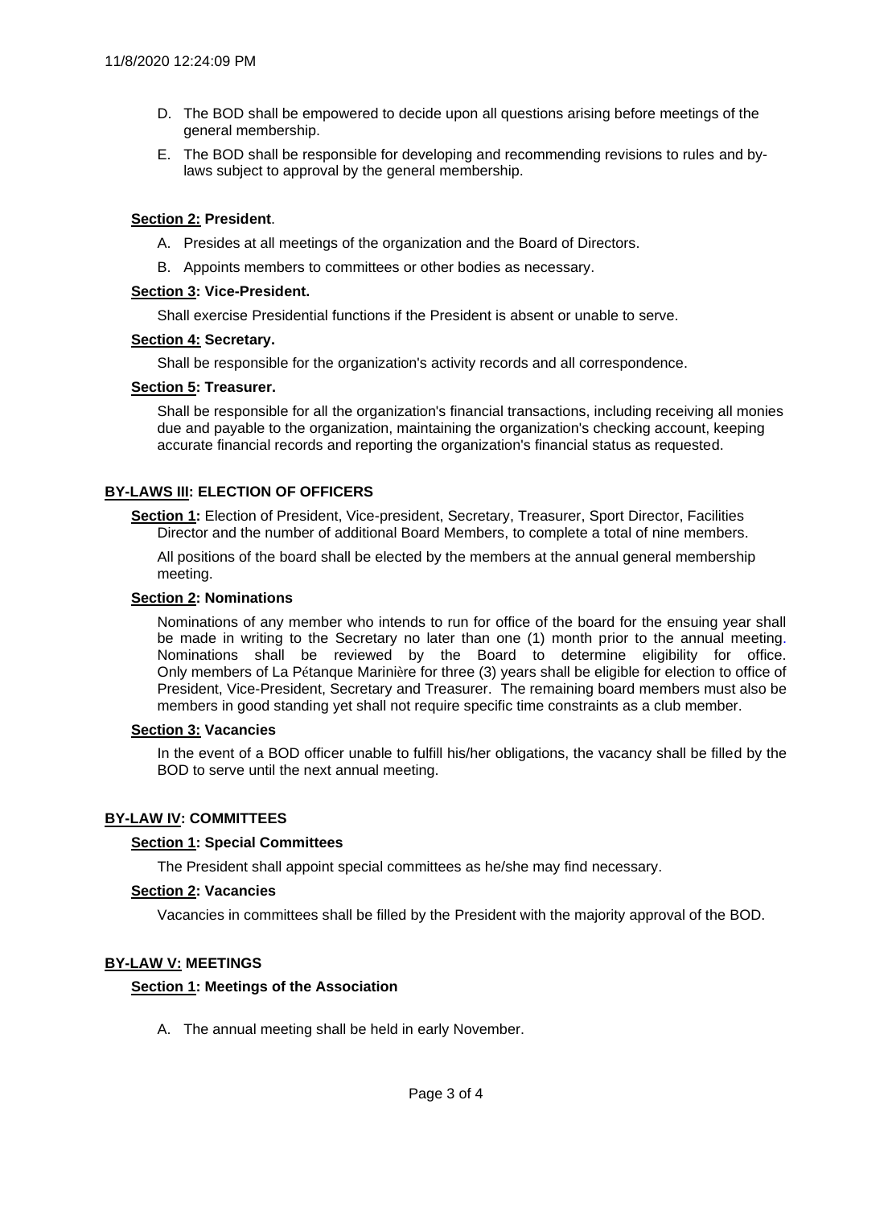D. The BOD shall be empowered to decide upon all questions arising before meetings of the general membership.

E. The BOD shall be responsible for developing and recommending revisions to rules and by-laws subject to approval by the general membership.

**Section 2: President**.

A. Presides at all meetings of the organization and the Board of Directors.

B. Appoints members to committees or other bodies as necessary.

**Section 3: Vice-President.**

Shall exercise Presidential functions if the President is absent or unable to serve.

**Section 4: Secretary.**

Shall be responsible for the organization's activity records and all correspondence.

**Section 5: Treasurer.**

Shall be responsible for all the organization's financial transactions, including receiving all monies due and payable to the organization, maintaining the organization's checking account, keeping accurate financial records and reporting the organization's financial status as requested.

## BY-LAWS III: ELECTION OF OFFICERS

**Section 1:** Election of President, Vice-president, Secretary, Treasurer, Sport Director, Facilities Director and the number of additional Board Members, to complete a total of nine members.

All positions of the board shall be elected by the members at the annual general membership meeting.

**Section 2: Nominations**

Nominations of any member who intends to run for office of the board for the ensuing year shall be made in writing to the Secretary no later than one (1) month prior to the annual meeting. Nominations shall be reviewed by the Board to determine eligibility for office. Only members of La Pétanque Marinière for three (3) years shall be eligible for election to office of President, Vice-President, Secretary and Treasurer. The remaining board members must also be members in good standing yet shall not require specific time constraints as a club member.

**Section 3: Vacancies**

In the event of a BOD officer unable to fulfill his/her obligations, the vacancy shall be filled by the BOD to serve until the next annual meeting.

## BY-LAW IV: COMMITTEES

**Section 1: Special Committees**

The President shall appoint special committees as he/she may find necessary.

**Section 2: Vacancies**

Vacancies in committees shall be filled by the President with the majority approval of the BOD.

## BY-LAW V: MEETINGS

**Section 1: Meetings of the Association**

A. The annual meeting shall be held in early November.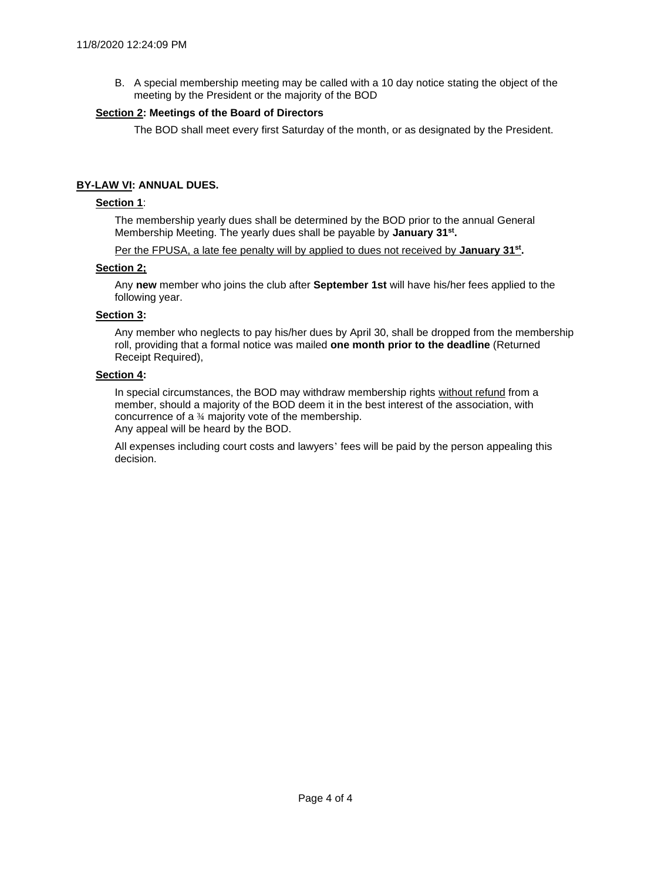B. A special membership meeting may be called with a 10 day notice stating the object of the meeting by the President or the majority of the BOD

**Section 2: Meetings of the Board of Directors**

The BOD shall meet every first Saturday of the month, or as designated by the President.

## BY-LAW VI: ANNUAL DUES.

**Section 1**:

The membership yearly dues shall be determined by the BOD prior to the annual General Membership Meeting. The yearly dues shall be payable by **January 31st.**

Per the FPUSA, a late fee penalty will by applied to dues not received by **January 31st.**

**Section 2;**

Any **new** member who joins the club after **September 1st** will have his/her fees applied to the following year.

**Section 3:**

Any member who neglects to pay his/her dues by April 30, shall be dropped from the membership roll, providing that a formal notice was mailed **one month prior to the deadline** (Returned Receipt Required),

**Section 4:**

In special circumstances, the BOD may withdraw membership rights without refund from a member, should a majority of the BOD deem it in the best interest of the association, with concurrence of a ¾ majority vote of the membership.
Any appeal will be heard by the BOD.

All expenses including court costs and lawyers' fees will be paid by the person appealing this decision.